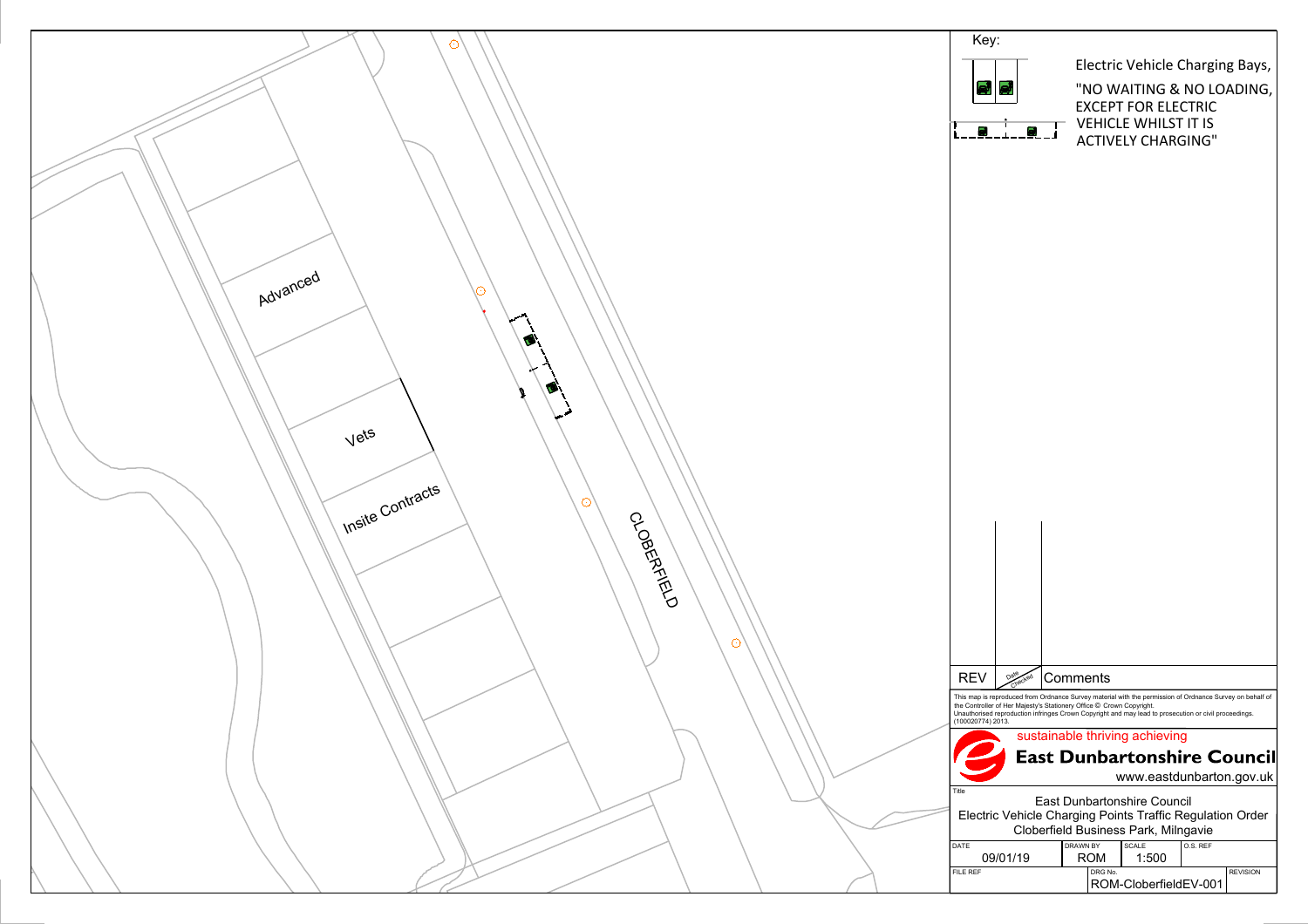Advanced

Vets

Insite Contracts

CLOBERFIELD

Key:

Electric Vehicle Charging Bays, "NO WAITING & NO LOADING, EXCEPT FOR ELECTRIC VEHICLE WHILST IT IS ACTIVELY CHARGING"

| REV | Date / Checked | Comments |
|---|---|---|
| | | |

This map is reproduced from Ordnance Survey material with the permission of Ordnance Survey on behalf of the Controller of Her Majesty's Stationery Office © Crown Copyright. Unauthorised reproduction infringes Crown Copyright and may lead to prosecution or civil proceedings. (100020774) 2013.

sustainable thriving achieving

**East Dunbartonshire Council**

www.eastdunbarton.gov.uk

Title

East Dunbartonshire Council
Electric Vehicle Charging Points Traffic Regulation Order
Cloberfield Business Park, Milngavie

| DATE | DRAWN BY | SCALE | O.S. REF |
|---|---|---|---|
| 09/01/19 | ROM | 1:500 | |

| FILE REF | DRG No. | REVISION |
|---|---|---|
| | ROM-CloberfieldEV-001 | |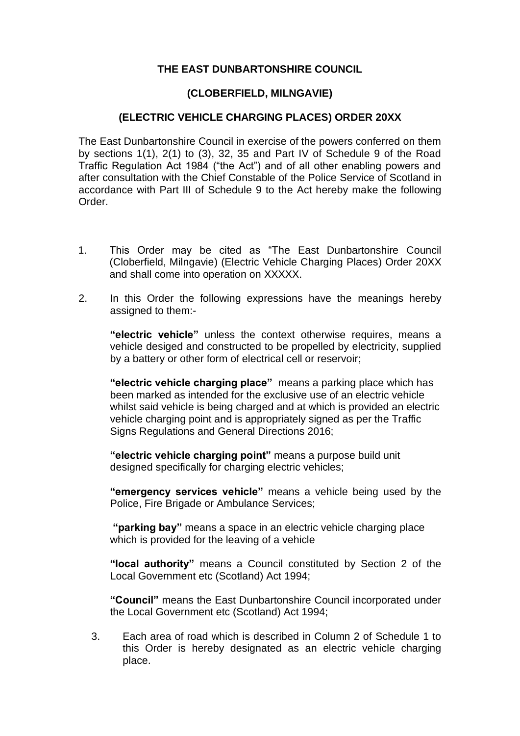**THE EAST DUNBARTONSHIRE COUNCIL**

**(CLOBERFIELD, MILNGAVIE)**

**(ELECTRIC VEHICLE CHARGING PLACES) ORDER 20XX**

The East Dunbartonshire Council in exercise of the powers conferred on them by sections 1(1), 2(1) to (3), 32, 35 and Part IV of Schedule 9 of the Road Traffic Regulation Act 1984 ("the Act") and of all other enabling powers and after consultation with the Chief Constable of the Police Service of Scotland in accordance with Part III of Schedule 9 to the Act hereby make the following Order.

1. This Order may be cited as "The East Dunbartonshire Council (Cloberfield, Milngavie) (Electric Vehicle Charging Places) Order 20XX and shall come into operation on XXXXX.

2. In this Order the following expressions have the meanings hereby assigned to them:-

   **"electric vehicle"** unless the context otherwise requires, means a vehicle desiged and constructed to be propelled by electricity, supplied by a battery or other form of electrical cell or reservoir;

   **"electric vehicle charging place"** means a parking place which has been marked as intended for the exclusive use of an electric vehicle whilst said vehicle is being charged and at which is provided an electric vehicle charging point and is appropriately signed as per the Traffic Signs Regulations and General Directions 2016;

   **"electric vehicle charging point"** means a purpose build unit designed specifically for charging electric vehicles;

   **"emergency services vehicle"** means a vehicle being used by the Police, Fire Brigade or Ambulance Services;

   **"parking bay"** means a space in an electric vehicle charging place which is provided for the leaving of a vehicle

   **"local authority"** means a Council constituted by Section 2 of the Local Government etc (Scotland) Act 1994;

   **"Council"** means the East Dunbartonshire Council incorporated under the Local Government etc (Scotland) Act 1994;

3. Each area of road which is described in Column 2 of Schedule 1 to this Order is hereby designated as an electric vehicle charging place.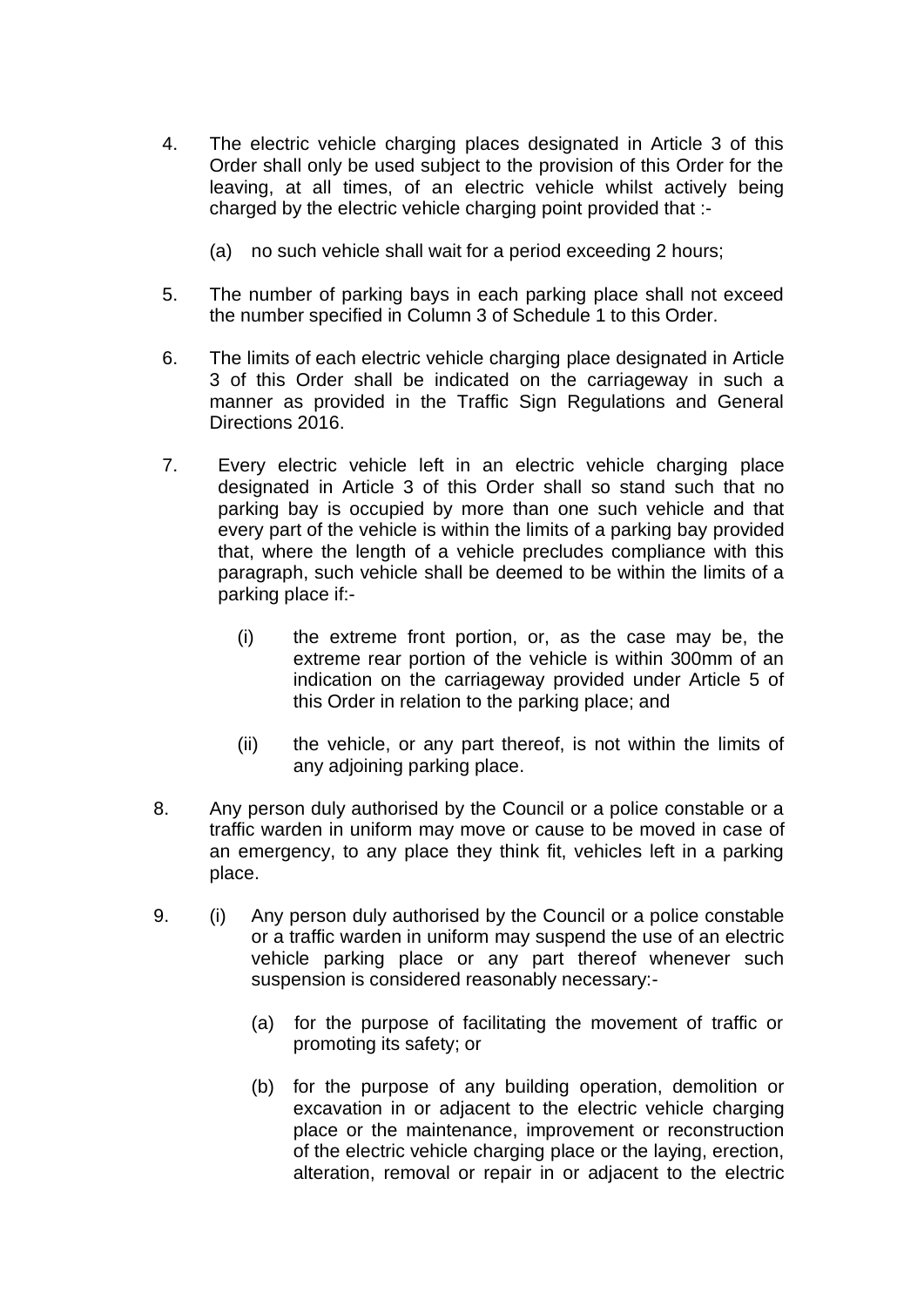4. The electric vehicle charging places designated in Article 3 of this Order shall only be used subject to the provision of this Order for the leaving, at all times, of an electric vehicle whilst actively being charged by the electric vehicle charging point provided that :-

   (a) no such vehicle shall wait for a period exceeding 2 hours;

5. The number of parking bays in each parking place shall not exceed the number specified in Column 3 of Schedule 1 to this Order.

6. The limits of each electric vehicle charging place designated in Article 3 of this Order shall be indicated on the carriageway in such a manner as provided in the Traffic Sign Regulations and General Directions 2016.

7. Every electric vehicle left in an electric vehicle charging place designated in Article 3 of this Order shall so stand such that no parking bay is occupied by more than one such vehicle and that every part of the vehicle is within the limits of a parking bay provided that, where the length of a vehicle precludes compliance with this paragraph, such vehicle shall be deemed to be within the limits of a parking place if:-

   (i) the extreme front portion, or, as the case may be, the extreme rear portion of the vehicle is within 300mm of an indication on the carriageway provided under Article 5 of this Order in relation to the parking place; and

   (ii) the vehicle, or any part thereof, is not within the limits of any adjoining parking place.

8. Any person duly authorised by the Council or a police constable or a traffic warden in uniform may move or cause to be moved in case of an emergency, to any place they think fit, vehicles left in a parking place.

9. (i) Any person duly authorised by the Council or a police constable or a traffic warden in uniform may suspend the use of an electric vehicle parking place or any part thereof whenever such suspension is considered reasonably necessary:-

   (a) for the purpose of facilitating the movement of traffic or promoting its safety; or

   (b) for the purpose of any building operation, demolition or excavation in or adjacent to the electric vehicle charging place or the maintenance, improvement or reconstruction of the electric vehicle charging place or the laying, erection, alteration, removal or repair in or adjacent to the electric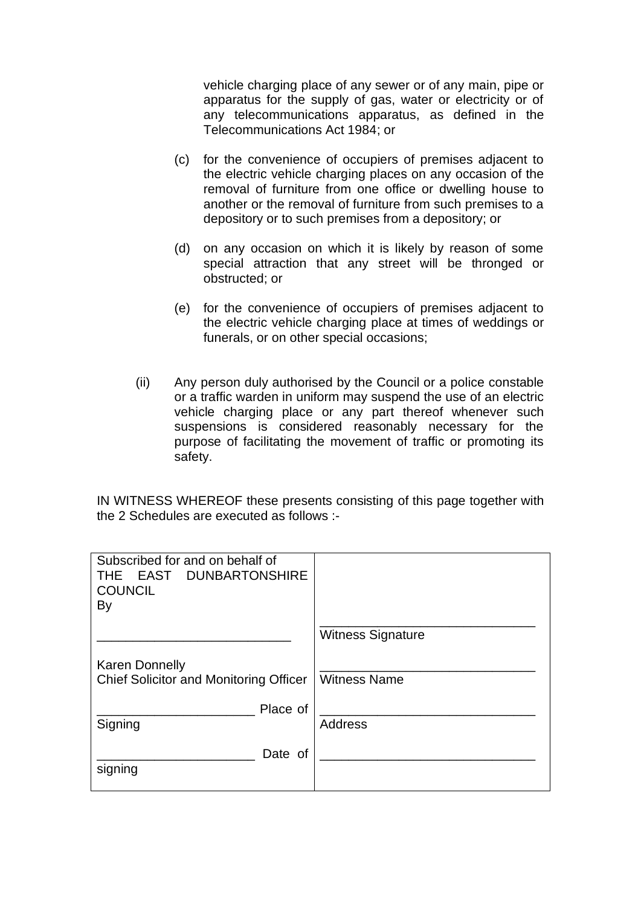vehicle charging place of any sewer or of any main, pipe or apparatus for the supply of gas, water or electricity or of any telecommunications apparatus, as defined in the Telecommunications Act 1984; or

(c) for the convenience of occupiers of premises adjacent to the electric vehicle charging places on any occasion of the removal of furniture from one office or dwelling house to another or the removal of furniture from such premises to a depository or to such premises from a depository; or

(d) on any occasion on which it is likely by reason of some special attraction that any street will be thronged or obstructed; or

(e) for the convenience of occupiers of premises adjacent to the electric vehicle charging place at times of weddings or funerals, or on other special occasions;

(ii) Any person duly authorised by the Council or a police constable or a traffic warden in uniform may suspend the use of an electric vehicle charging place or any part thereof whenever such suspensions is considered reasonably necessary for the purpose of facilitating the movement of traffic or promoting its safety.

IN WITNESS WHEREOF these presents consisting of this page together with the 2 Schedules are executed as follows :-

| Subscribed for and on behalf of THE EAST DUNBARTONSHIRE COUNCIL By | |
|---|---|
| ___________________________ | ______________________________ Witness Signature |
| Karen Donnelly Chief Solicitor and Monitoring Officer | ______________________________ Witness Name |
| ______________________ Place of Signing | ______________________________ Address |
| ______________________ Date of signing | ______________________________ |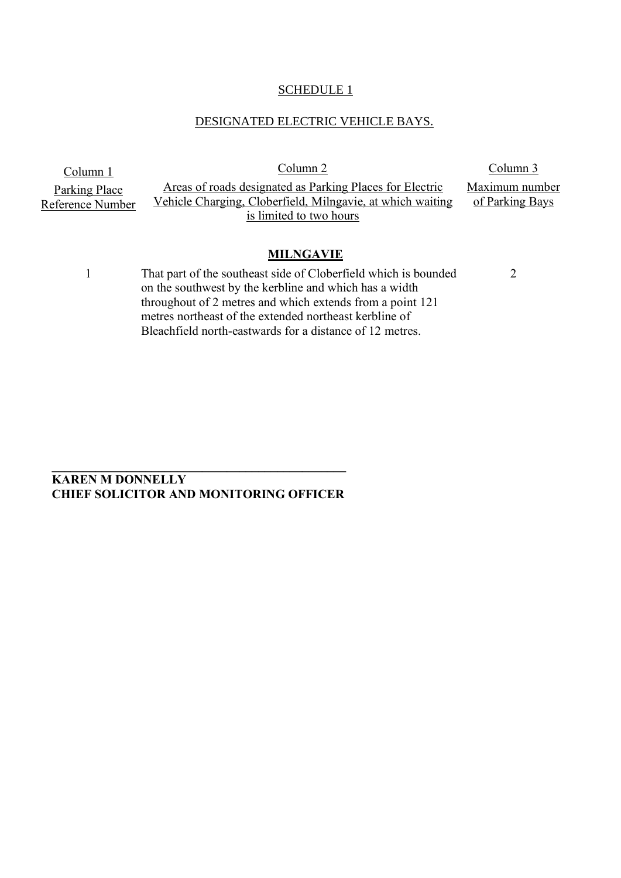SCHEDULE 1

DESIGNATED ELECTRIC VEHICLE BAYS.

| Column 1<br>Parking Place Reference Number | Column 2<br>Areas of roads designated as Parking Places for Electric Vehicle Charging, Cloberfield, Milngavie, at which waiting is limited to two hours | Column 3<br>Maximum number of Parking Bays |
|---|---|---|
| | **MILNGAVIE** | |
| 1 | That part of the southeast side of Cloberfield which is bounded on the southwest by the kerbline and which has a width throughout of 2 metres and which extends from a point 121 metres northeast of the extended northeast kerbline of Bleachfield north-eastwards for a distance of 12 metres. | 2 |

\_\_\_\_\_\_\_\_\_\_\_\_\_\_\_\_\_\_\_\_\_\_\_\_\_\_\_\_\_\_\_\_\_\_\_\_\_\_\_\_\_\_\_\_

**KAREN M DONNELLY**
**CHIEF SOLICITOR AND MONITORING OFFICER**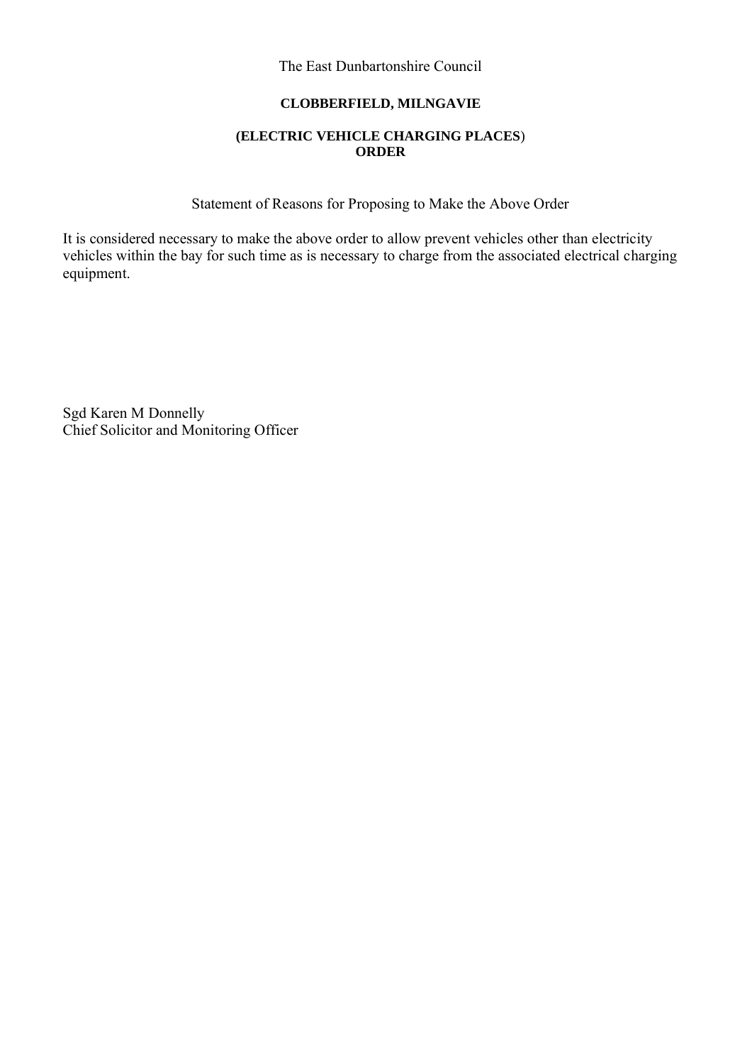The East Dunbartonshire Council

**CLOBBERFIELD, MILNGAVIE**

**(ELECTRIC VEHICLE CHARGING PLACES) ORDER**

Statement of Reasons for Proposing to Make the Above Order

It is considered necessary to make the above order to allow prevent vehicles other than electricity vehicles within the bay for such time as is necessary to charge from the associated electrical charging equipment.

Sgd Karen M Donnelly
Chief Solicitor and Monitoring Officer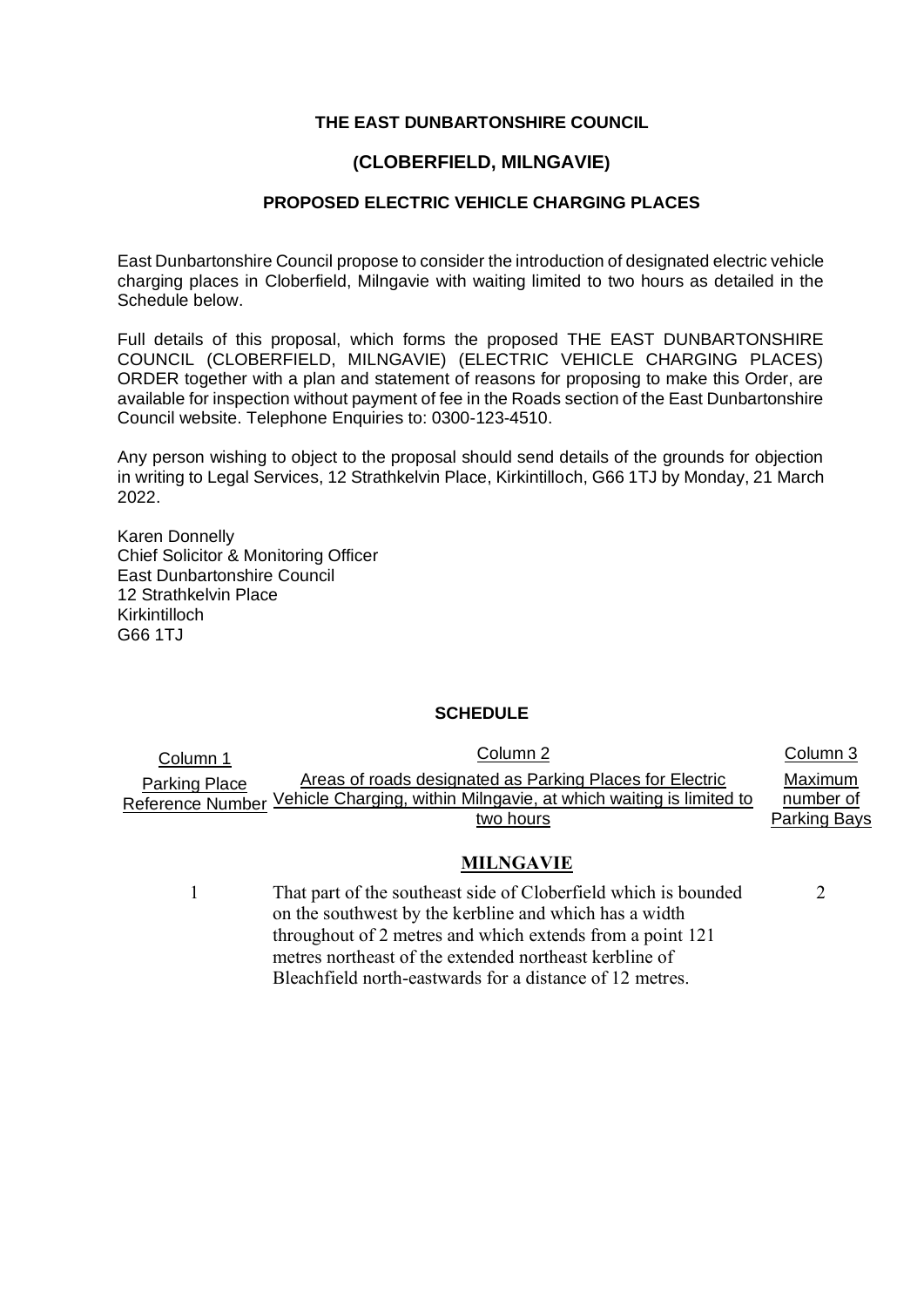**THE EAST DUNBARTONSHIRE COUNCIL**

**(CLOBERFIELD, MILNGAVIE)**

**PROPOSED ELECTRIC VEHICLE CHARGING PLACES**

East Dunbartonshire Council propose to consider the introduction of designated electric vehicle charging places in Cloberfield, Milngavie with waiting limited to two hours as detailed in the Schedule below.

Full details of this proposal, which forms the proposed THE EAST DUNBARTONSHIRE COUNCIL (CLOBERFIELD, MILNGAVIE) (ELECTRIC VEHICLE CHARGING PLACES) ORDER together with a plan and statement of reasons for proposing to make this Order, are available for inspection without payment of fee in the Roads section of the East Dunbartonshire Council website. Telephone Enquiries to: 0300-123-4510.

Any person wishing to object to the proposal should send details of the grounds for objection in writing to Legal Services, 12 Strathkelvin Place, Kirkintilloch, G66 1TJ by Monday, 21 March 2022.

Karen Donnelly
Chief Solicitor & Monitoring Officer
East Dunbartonshire Council
12 Strathkelvin Place
Kirkintilloch
G66 1TJ

**SCHEDULE**

| Column 1<br>Parking Place Reference Number | Column 2<br>Areas of roads designated as Parking Places for Electric Vehicle Charging, within Milngavie, at which waiting is limited to two hours | Column 3<br>Maximum number of Parking Bays |
|---|---|---|
| | **MILNGAVIE** | |
| 1 | That part of the southeast side of Cloberfield which is bounded on the southwest by the kerbline and which has a width throughout of 2 metres and which extends from a point 121 metres northeast of the extended northeast kerbline of Bleachfield north-eastwards for a distance of 12 metres. | 2 |